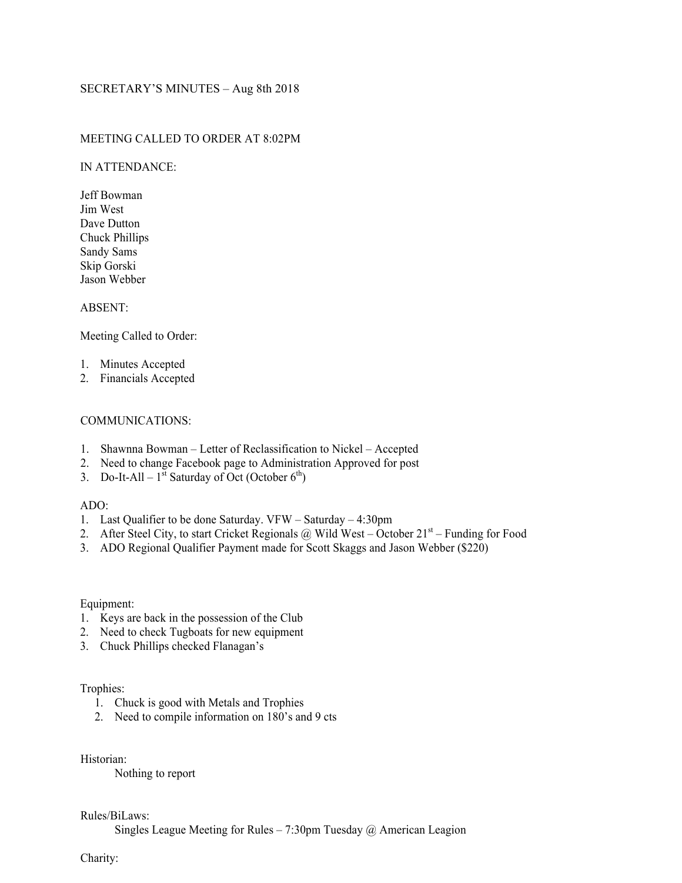SECRETARY'S MINUTES – Aug 8th 2018

MEETING CALLED TO ORDER AT 8:02PM

IN ATTENDANCE:

Jeff Bowman
Jim West
Dave Dutton
Chuck Phillips
Sandy Sams
Skip Gorski
Jason Webber

ABSENT:

Meeting Called to Order:

1. Minutes Accepted
2. Financials Accepted

COMMUNICATIONS:

1. Shawnna Bowman – Letter of Reclassification to Nickel – Accepted
2. Need to change Facebook page to Administration Approved for post
3. Do-It-All – 1st Saturday of Oct (October 6th)

ADO:

1. Last Qualifier to be done Saturday. VFW – Saturday – 4:30pm
2. After Steel City, to start Cricket Regionals @ Wild West – October 21st – Funding for Food
3. ADO Regional Qualifier Payment made for Scott Skaggs and Jason Webber ($220)

Equipment:

1. Keys are back in the possession of the Club
2. Need to check Tugboats for new equipment
3. Chuck Phillips checked Flanagan's

Trophies:

1. Chuck is good with Metals and Trophies
2. Need to compile information on 180's and 9 cts

Historian:

Nothing to report

Rules/BiLaws:

Singles League Meeting for Rules – 7:30pm Tuesday @ American Leagion

Charity: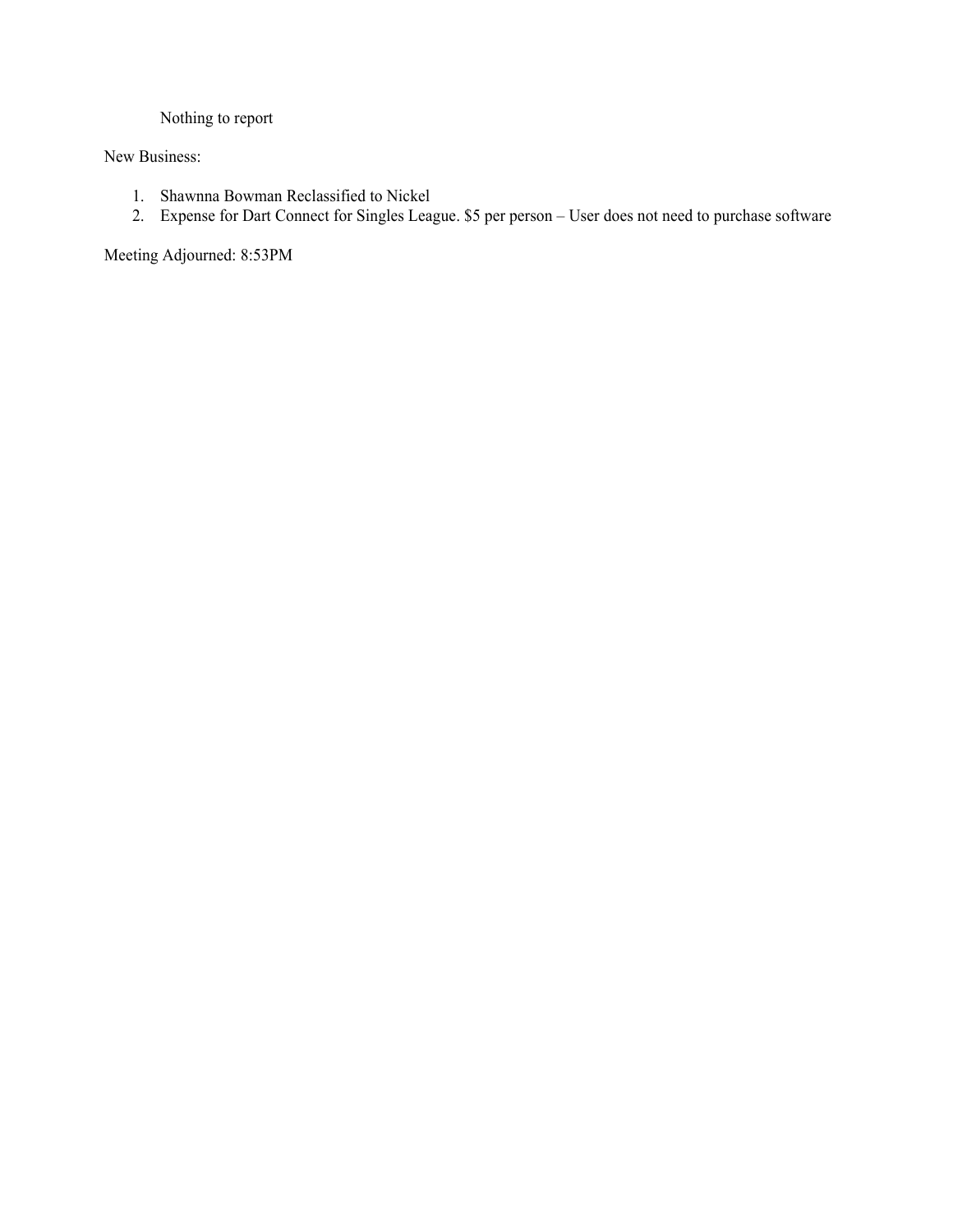Nothing to report

New Business:

1. Shawnna Bowman Reclassified to Nickel
2. Expense for Dart Connect for Singles League. $5 per person – User does not need to purchase software

Meeting Adjourned: 8:53PM